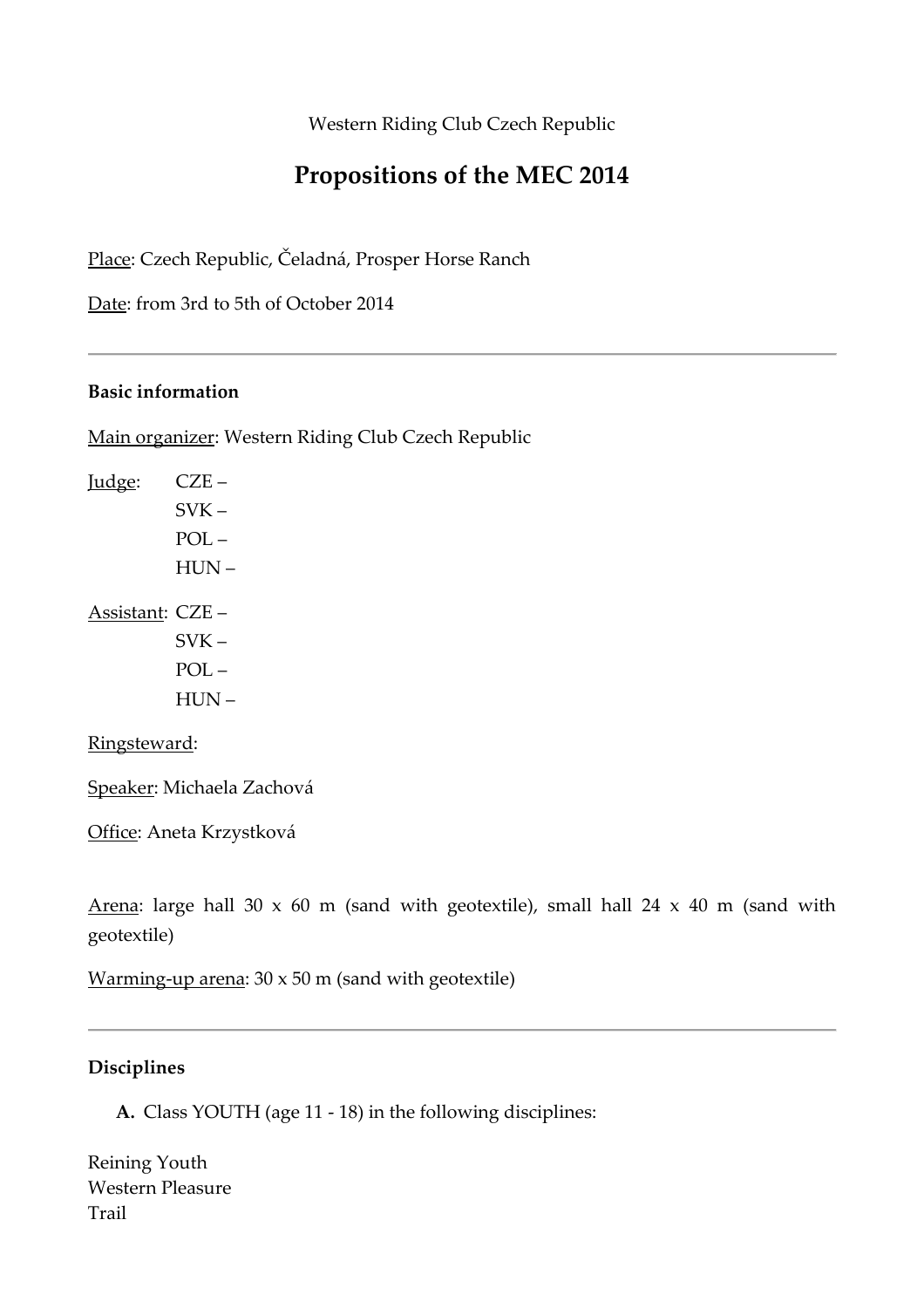Western Riding Club Czech Republic

# Propositions of the MEC 2014

Place: Czech Republic, Čeladná, Prosper Horse Ranch

Date: from 3rd to 5th of October 2014

---

**Basic information**

Main organizer: Western Riding Club Czech Republic

Judge: CZE –
SVK –
POL –
HUN –

Assistant: CZE –
SVK –
POL –
HUN –

Ringsteward:

Speaker: Michaela Zachová

Office: Aneta Krzystková

Arena: large hall 30 x 60 m (sand with geotextile), small hall 24 x 40 m (sand with geotextile)

Warming-up arena: 30 x 50 m (sand with geotextile)

---

**Disciplines**

**A.** Class YOUTH (age 11 - 18) in the following disciplines:

Reining Youth
Western Pleasure
Trail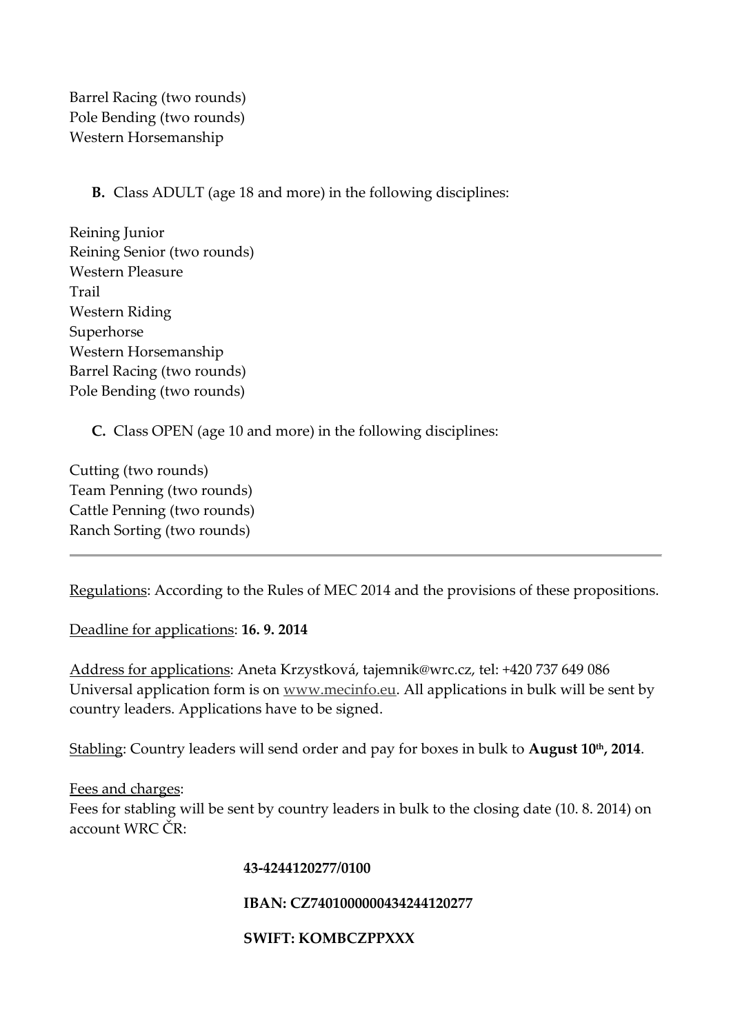Barrel Racing (two rounds)
Pole Bending (two rounds)
Western Horsemanship

**B.** Class ADULT (age 18 and more) in the following disciplines:

Reining Junior
Reining Senior (two rounds)
Western Pleasure
Trail
Western Riding
Superhorse
Western Horsemanship
Barrel Racing (two rounds)
Pole Bending (two rounds)

**C.** Class OPEN (age 10 and more) in the following disciplines:

Cutting (two rounds)
Team Penning (two rounds)
Cattle Penning (two rounds)
Ranch Sorting (two rounds)

---

Regulations: According to the Rules of MEC 2014 and the provisions of these propositions.

Deadline for applications: **16. 9. 2014**

Address for applications: Aneta Krzystková, tajemnik@wrc.cz, tel: +420 737 649 086
Universal application form is on www.mecinfo.eu. All applications in bulk will be sent by country leaders. Applications have to be signed.

Stabling: Country leaders will send order and pay for boxes in bulk to **August 10th, 2014**.

Fees and charges:
Fees for stabling will be sent by country leaders in bulk to the closing date (10. 8. 2014) on account WRC ČR:

**43-4244120277/0100**

**IBAN: CZ7401000000434244120277**

**SWIFT: KOMBCZPPXXX**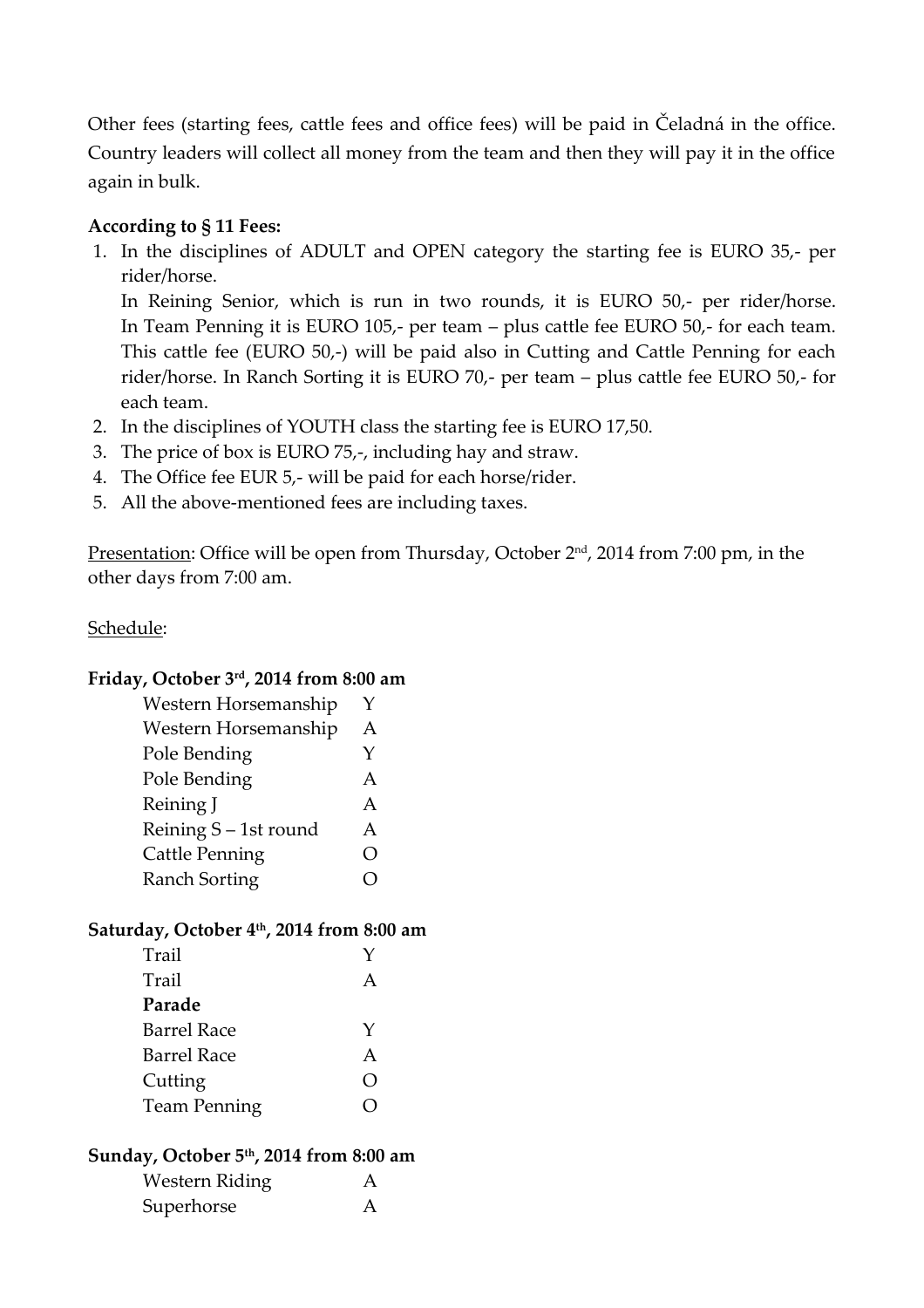Other fees (starting fees, cattle fees and office fees) will be paid in Čeladná in the office. Country leaders will collect all money from the team and then they will pay it in the office again in bulk.

**According to § 11 Fees:**

1. In the disciplines of ADULT and OPEN category the starting fee is EURO 35,- per rider/horse.
   In Reining Senior, which is run in two rounds, it is EURO 50,- per rider/horse. In Team Penning it is EURO 105,- per team – plus cattle fee EURO 50,- for each team. This cattle fee (EURO 50,-) will be paid also in Cutting and Cattle Penning for each rider/horse. In Ranch Sorting it is EURO 70,- per team – plus cattle fee EURO 50,- for each team.
2. In the disciplines of YOUTH class the starting fee is EURO 17,50.
3. The price of box is EURO 75,-, including hay and straw.
4. The Office fee EUR 5,- will be paid for each horse/rider.
5. All the above-mentioned fees are including taxes.

Presentation: Office will be open from Thursday, October 2nd, 2014 from 7:00 pm, in the other days from 7:00 am.

Schedule:

**Friday, October 3rd, 2014 from 8:00 am**

| | |
|---|---|
| Western Horsemanship | Y |
| Western Horsemanship | A |
| Pole Bending | Y |
| Pole Bending | A |
| Reining J | A |
| Reining S – 1st round | A |
| Cattle Penning | O |
| Ranch Sorting | O |

**Saturday, October 4th, 2014 from 8:00 am**

| | |
|---|---|
| Trail | Y |
| Trail | A |
| **Parade** | |
| Barrel Race | Y |
| Barrel Race | A |
| Cutting | O |
| Team Penning | O |

**Sunday, October 5th, 2014 from 8:00 am**

| | |
|---|---|
| Western Riding | A |
| Superhorse | A |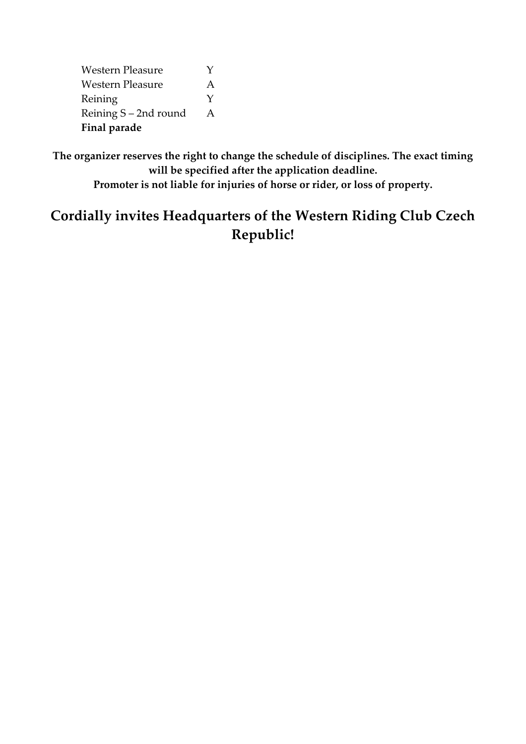| | |
|---|---|
| Western Pleasure | Y |
| Western Pleasure | A |
| Reining | Y |
| Reining S – 2nd round | A |
| **Final parade** | |

**The organizer reserves the right to change the schedule of disciplines. The exact timing will be specified after the application deadline.**
**Promoter is not liable for injuries of horse or rider, or loss of property.**

## Cordially invites Headquarters of the Western Riding Club Czech Republic!